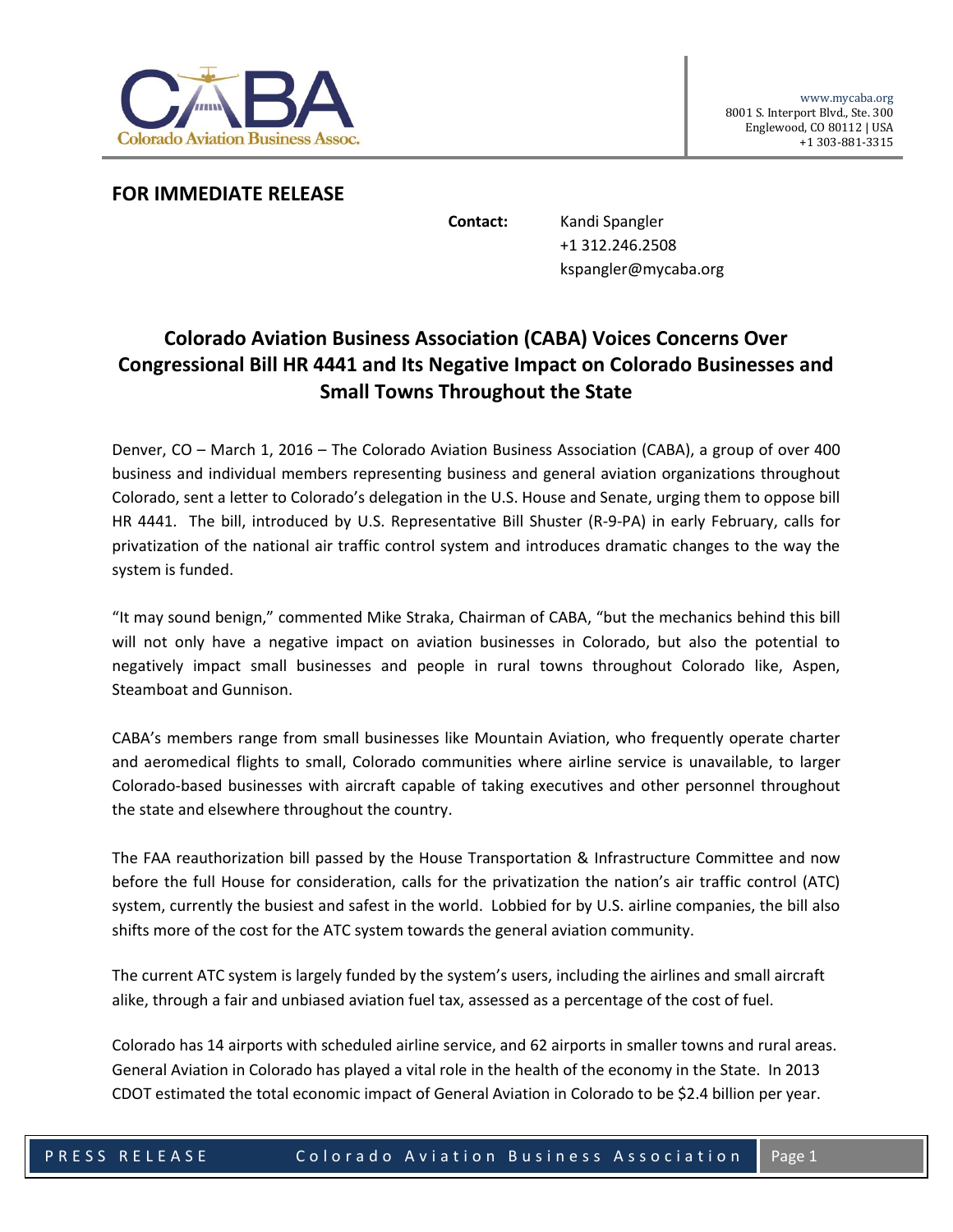Colorado Aviation Business Assoc.

www.mycaba.org
8001 S. Interport Blvd., Ste. 300
Englewood, CO 80112 | USA
+1 303-881-3315

**FOR IMMEDIATE RELEASE**

**Contact:** Kandi Spangler
+1 312.246.2508
kspangler@mycaba.org

## Colorado Aviation Business Association (CABA) Voices Concerns Over Congressional Bill HR 4441 and Its Negative Impact on Colorado Businesses and Small Towns Throughout the State

Denver, CO – March 1, 2016 – The Colorado Aviation Business Association (CABA), a group of over 400 business and individual members representing business and general aviation organizations throughout Colorado, sent a letter to Colorado's delegation in the U.S. House and Senate, urging them to oppose bill HR 4441. The bill, introduced by U.S. Representative Bill Shuster (R-9-PA) in early February, calls for privatization of the national air traffic control system and introduces dramatic changes to the way the system is funded.

"It may sound benign," commented Mike Straka, Chairman of CABA, "but the mechanics behind this bill will not only have a negative impact on aviation businesses in Colorado, but also the potential to negatively impact small businesses and people in rural towns throughout Colorado like, Aspen, Steamboat and Gunnison.

CABA's members range from small businesses like Mountain Aviation, who frequently operate charter and aeromedical flights to small, Colorado communities where airline service is unavailable, to larger Colorado-based businesses with aircraft capable of taking executives and other personnel throughout the state and elsewhere throughout the country.

The FAA reauthorization bill passed by the House Transportation & Infrastructure Committee and now before the full House for consideration, calls for the privatization the nation's air traffic control (ATC) system, currently the busiest and safest in the world. Lobbied for by U.S. airline companies, the bill also shifts more of the cost for the ATC system towards the general aviation community.

The current ATC system is largely funded by the system's users, including the airlines and small aircraft alike, through a fair and unbiased aviation fuel tax, assessed as a percentage of the cost of fuel.

Colorado has 14 airports with scheduled airline service, and 62 airports in smaller towns and rural areas. General Aviation in Colorado has played a vital role in the health of the economy in the State. In 2013 CDOT estimated the total economic impact of General Aviation in Colorado to be $2.4 billion per year.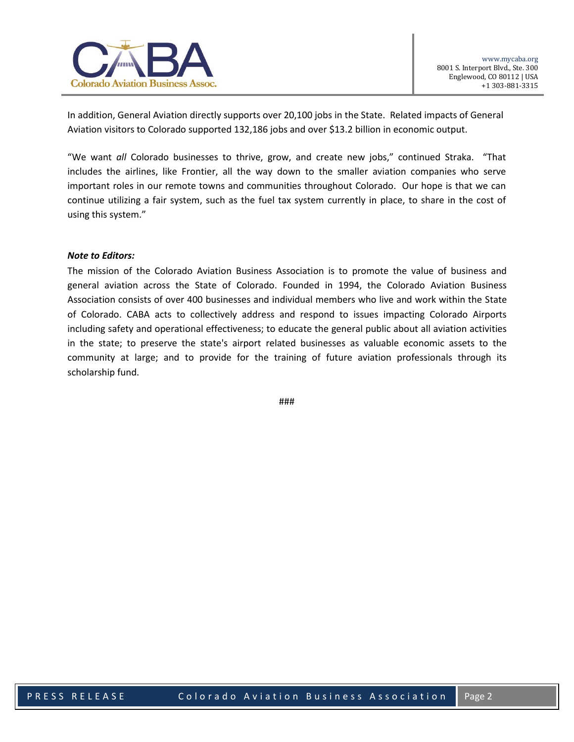In addition, General Aviation directly supports over 20,100 jobs in the State. Related impacts of General Aviation visitors to Colorado supported 132,186 jobs and over $13.2 billion in economic output.

"We want *all* Colorado businesses to thrive, grow, and create new jobs," continued Straka. "That includes the airlines, like Frontier, all the way down to the smaller aviation companies who serve important roles in our remote towns and communities throughout Colorado. Our hope is that we can continue utilizing a fair system, such as the fuel tax system currently in place, to share in the cost of using this system."

***Note to Editors:***

The mission of the Colorado Aviation Business Association is to promote the value of business and general aviation across the State of Colorado. Founded in 1994, the Colorado Aviation Business Association consists of over 400 businesses and individual members who live and work within the State of Colorado. CABA acts to collectively address and respond to issues impacting Colorado Airports including safety and operational effectiveness; to educate the general public about all aviation activities in the state; to preserve the state's airport related businesses as valuable economic assets to the community at large; and to provide for the training of future aviation professionals through its scholarship fund.

###